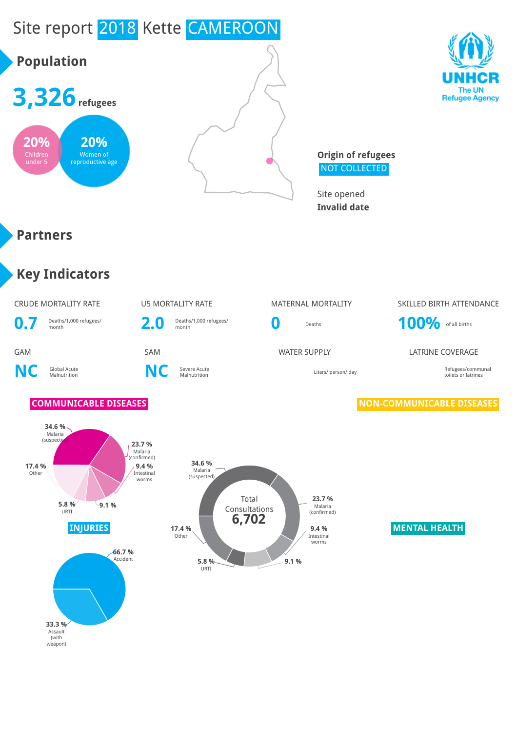# Site report 2018 Kette CAMEROON

## Population

**3,326** refugees

**20%** Children under 5

**20%** Women of reproductive age

**Origin of refugees**
NOT COLLECTED

Site opened
**Invalid date**

## Partners

## Key Indicators

| CRUDE MORTALITY RATE | U5 MORTALITY RATE | MATERNAL MORTALITY | SKILLED BIRTH ATTENDANCE |
|---|---|---|---|
| **0.7** Deaths/1,000 refugees/ month | **2.0** Deaths/1,000 refugees/ month | **0** Deaths | **100%** of all births |

| GAM | SAM | WATER SUPPLY | LATRINE COVERAGE |
|---|---|---|---|
| **NC** Global Acute Malnutrition | **NC** Severe Acute Malnutrition | Liters/ person/ day | Refugees/communal toilets or latrines |

### COMMUNICABLE DISEASES

Total Consultations **6,702**

- 34.6 % Malaria (suspected)
- 23.7 % Malaria (confirmed)
- 9.4 % Intestinal worms
- 9.1 %
- 5.8 % URTI
- 17.4 % Other

### NON-COMMUNICABLE DISEASES

### INJURIES

- 66.7 % Accident
- 33.3 % Assault (with weapon)

### MENTAL HEALTH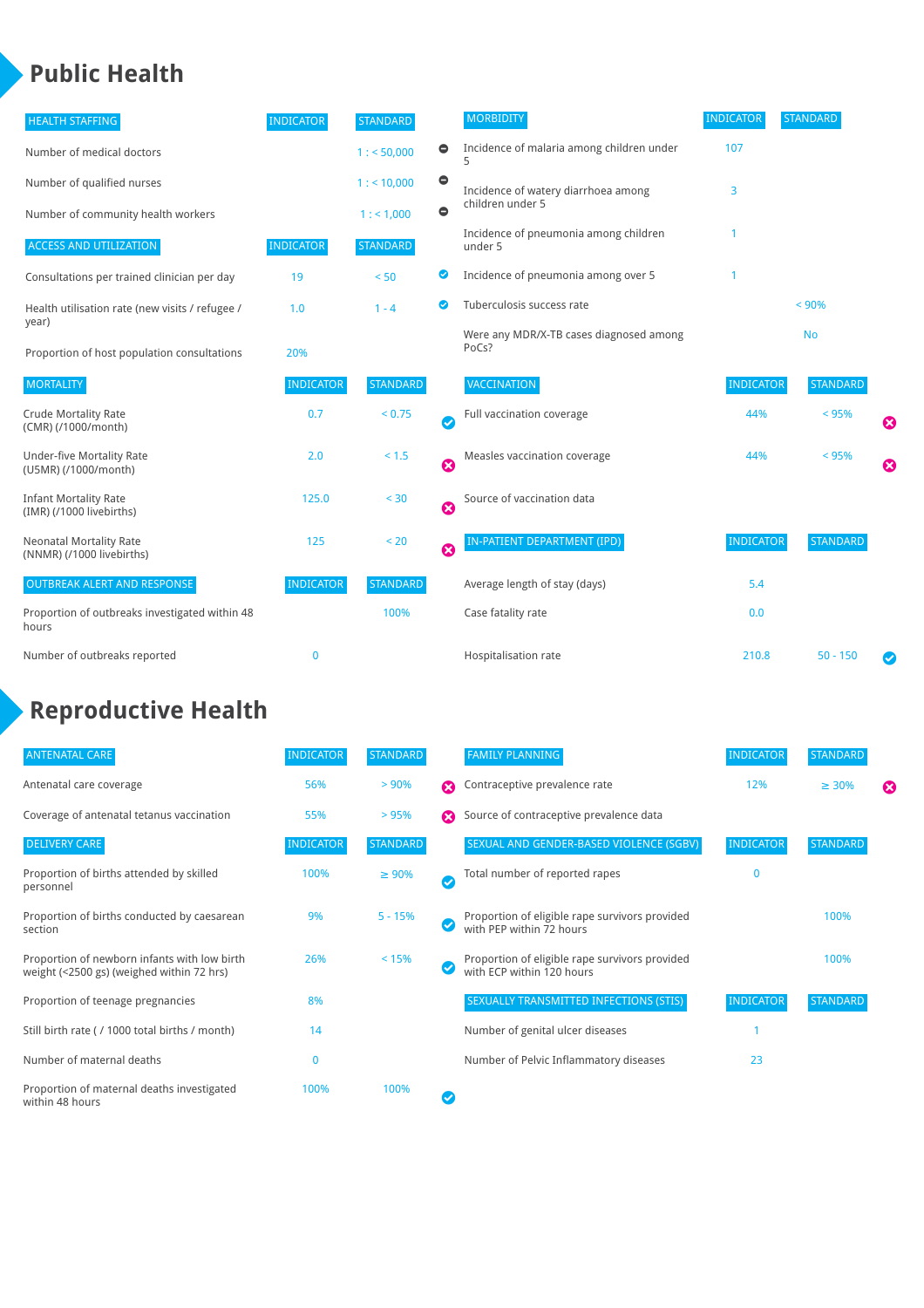# Public Health

| HEALTH STAFFING | INDICATOR | STANDARD | |
|---|---|---|---|
| Number of medical doctors | | 1 : < 50,000 | ⊖ |
| Number of qualified nurses | | 1 : < 10,000 | ⊖ |
| Number of community health workers | | 1 : < 1,000 | ⊖ |

| ACCESS AND UTILIZATION | INDICATOR | STANDARD | |
|---|---|---|---|
| Consultations per trained clinician per day | 19 | < 50 | ✔ |
| Health utilisation rate (new visits / refugee / year) | 1.0 | 1 - 4 | ✔ |
| Proportion of host population consultations | 20% | | |

| MORTALITY | INDICATOR | STANDARD | |
|---|---|---|---|
| Crude Mortality Rate (CMR) (/1000/month) | 0.7 | < 0.75 | ✔ |
| Under-five Mortality Rate (U5MR) (/1000/month) | 2.0 | < 1.5 | ✖ |
| Infant Mortality Rate (IMR) (/1000 livebirths) | 125.0 | < 30 | ✖ |
| Neonatal Mortality Rate (NNMR) (/1000 livebirths) | 125 | < 20 | ✖ |

| OUTBREAK ALERT AND RESPONSE | INDICATOR | STANDARD |
|---|---|---|
| Proportion of outbreaks investigated within 48 hours | | 100% |
| Number of outbreaks reported | 0 | |

| MORBIDITY | INDICATOR | STANDARD |
|---|---|---|
| Incidence of malaria among children under 5 | 107 | |
| Incidence of watery diarrhoea among children under 5 | 3 | |
| Incidence of pneumonia among children under 5 | 1 | |
| Incidence of pneumonia among over 5 | 1 | |
| Tuberculosis success rate | | < 90% |
| Were any MDR/X-TB cases diagnosed among PoCs? | | No |

| VACCINATION | INDICATOR | STANDARD | |
|---|---|---|---|
| Full vaccination coverage | 44% | < 95% | ✖ |
| Measles vaccination coverage | 44% | < 95% | ✖ |
| Source of vaccination data | | | |

| IN-PATIENT DEPARTMENT (IPD) | INDICATOR | STANDARD | |
|---|---|---|---|
| Average length of stay (days) | 5.4 | | |
| Case fatality rate | 0.0 | | |
| Hospitalisation rate | 210.8 | 50 - 150 | ✔ |

# Reproductive Health

| ANTENATAL CARE | INDICATOR | STANDARD | |
|---|---|---|---|
| Antenatal care coverage | 56% | > 90% | ✖ |
| Coverage of antenatal tetanus vaccination | 55% | > 95% | ✖ |

| DELIVERY CARE | INDICATOR | STANDARD | |
|---|---|---|---|
| Proportion of births attended by skilled personnel | 100% | ≥ 90% | ✔ |
| Proportion of births conducted by caesarean section | 9% | 5 - 15% | ✔ |
| Proportion of newborn infants with low birth weight (<2500 gs) (weighed within 72 hrs) | 26% | < 15% | ✔ |
| Proportion of teenage pregnancies | 8% | | |
| Still birth rate ( / 1000 total births / month) | 14 | | |
| Number of maternal deaths | 0 | | |
| Proportion of maternal deaths investigated within 48 hours | 100% | 100% | ✔ |

| FAMILY PLANNING | INDICATOR | STANDARD | |
|---|---|---|---|
| Contraceptive prevalence rate | 12% | ≥ 30% | ✖ |
| Source of contraceptive prevalence data | | | |

| SEXUAL AND GENDER-BASED VIOLENCE (SGBV) | INDICATOR | STANDARD |
|---|---|---|
| Total number of reported rapes | 0 | |
| Proportion of eligible rape survivors provided with PEP within 72 hours | | 100% |
| Proportion of eligible rape survivors provided with ECP within 120 hours | | 100% |

| SEXUALLY TRANSMITTED INFECTIONS (STIS) | INDICATOR | STANDARD |
|---|---|---|
| Number of genital ulcer diseases | 1 | |
| Number of Pelvic Inflammatory diseases | 23 | |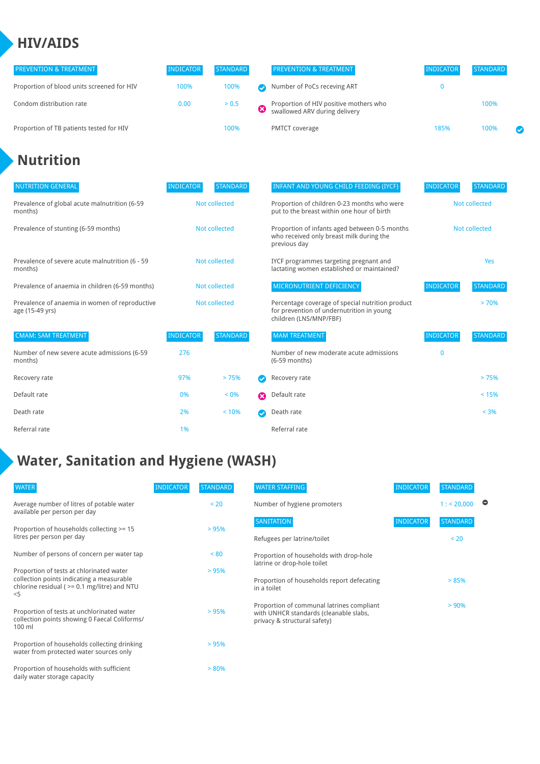# HIV/AIDS

| PREVENTION & TREATMENT | INDICATOR | STANDARD |
| --- | --- | --- |
| Proportion of blood units screened for HIV | 100% | 100% |
| Condom distribution rate | 0.00 | > 0.5 |
| Proportion of TB patients tested for HIV | | 100% |

| PREVENTION & TREATMENT | INDICATOR | STANDARD |
| --- | --- | --- |
| Number of PoCs receving ART | 0 | |
| Proportion of HIV positive mothers who swallowed ARV during delivery | | 100% |
| PMTCT coverage | 185% | 100% |

# Nutrition

| NUTRITION GENERAL | INDICATOR | STANDARD |
| --- | --- | --- |
| Prevalence of global acute malnutrition (6-59 months) | Not collected | |
| Prevalence of stunting (6-59 months) | Not collected | |
| Prevalence of severe acute malnutrition (6 - 59 months) | Not collected | |
| Prevalence of anaemia in children (6-59 months) | Not collected | |
| Prevalence of anaemia in women of reproductive age (15-49 yrs) | Not collected | |

| INFANT AND YOUNG CHILD FEEDING (IYCF) | INDICATOR | STANDARD |
| --- | --- | --- |
| Proportion of children 0-23 months who were put to the breast within one hour of birth | Not collected | |
| Proportion of infants aged between 0-5 months who received only breast milk during the previous day | Not collected | |
| IYCF programmes targeting pregnant and lactating women established or maintained? | | Yes |

| MICRONUTRIENT DEFICIENCY | INDICATOR | STANDARD |
| --- | --- | --- |
| Percentage coverage of special nutrition product for prevention of undernutrition in young children (LNS/MNP/FBF) | | > 70% |

| CMAM: SAM TREATMENT | INDICATOR | STANDARD |
| --- | --- | --- |
| Number of new severe acute admissions (6-59 months) | 276 | |
| Recovery rate | 97% | > 75% |
| Default rate | 0% | < 0% |
| Death rate | 2% | < 10% |
| Referral rate | 1% | |

| MAM TREATMENT | INDICATOR | STANDARD |
| --- | --- | --- |
| Number of new moderate acute admissions (6-59 months) | 0 | |
| Recovery rate | | > 75% |
| Default rate | | < 15% |
| Death rate | | < 3% |
| Referral rate | | |

# Water, Sanitation and Hygiene (WASH)

| WATER | INDICATOR | STANDARD |
| --- | --- | --- |
| Average number of litres of potable water available per person per day | | < 20 |
| Proportion of households collecting >= 15 litres per person per day | | > 95% |
| Number of persons of concern per water tap | | < 80 |
| Proportion of tests at chlorinated water collection points indicating a measurable chlorine residual ( >= 0.1 mg/litre) and NTU <5 | | > 95% |
| Proportion of tests at unchlorinated water collection points showing 0 Faecal Coliforms/ 100 ml | | > 95% |
| Proportion of households collecting drinking water from protected water sources only | | > 95% |
| Proportion of households with sufficient daily water storage capacity | | > 80% |

| WATER STAFFING | INDICATOR | STANDARD |
| --- | --- | --- |
| Number of hygiene promoters | | 1 : < 20,000 |

| SANITATION | INDICATOR | STANDARD |
| --- | --- | --- |
| Refugees per latrine/toilet | | < 20 |
| Proportion of households with drop-hole latrine or drop-hole toilet | | |
| Proportion of households report defecating in a toilet | | > 85% |
| Proportion of communal latrines compliant with UNHCR standards (cleanable slabs, privacy & structural safety) | | > 90% |